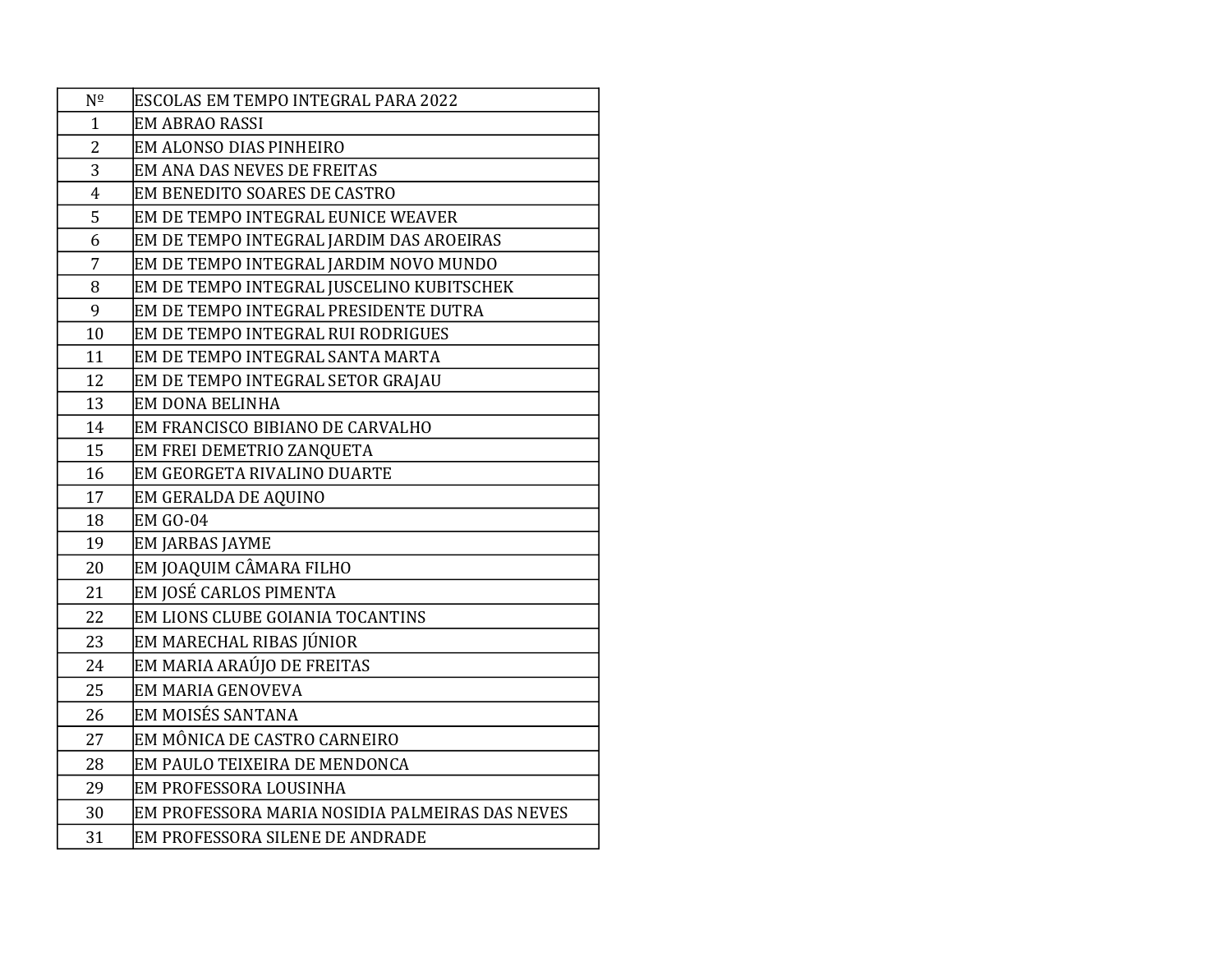| Nº | ESCOLAS EM TEMPO INTEGRAL PARA 2022 |
|---|---|
| 1 | EM ABRAO RASSI |
| 2 | EM ALONSO DIAS PINHEIRO |
| 3 | EM ANA DAS NEVES DE FREITAS |
| 4 | EM BENEDITO SOARES DE CASTRO |
| 5 | EM DE TEMPO INTEGRAL EUNICE WEAVER |
| 6 | EM DE TEMPO INTEGRAL JARDIM DAS AROEIRAS |
| 7 | EM DE TEMPO INTEGRAL JARDIM NOVO MUNDO |
| 8 | EM DE TEMPO INTEGRAL JUSCELINO KUBITSCHEK |
| 9 | EM DE TEMPO INTEGRAL PRESIDENTE DUTRA |
| 10 | EM DE TEMPO INTEGRAL RUI RODRIGUES |
| 11 | EM DE TEMPO INTEGRAL SANTA MARTA |
| 12 | EM DE TEMPO INTEGRAL SETOR GRAJAU |
| 13 | EM DONA BELINHA |
| 14 | EM FRANCISCO BIBIANO DE CARVALHO |
| 15 | EM FREI DEMETRIO ZANQUETA |
| 16 | EM GEORGETA RIVALINO DUARTE |
| 17 | EM GERALDA DE AQUINO |
| 18 | EM GO-04 |
| 19 | EM JARBAS JAYME |
| 20 | EM JOAQUIM CÂMARA FILHO |
| 21 | EM JOSÉ CARLOS PIMENTA |
| 22 | EM LIONS CLUBE GOIANIA TOCANTINS |
| 23 | EM MARECHAL RIBAS JÚNIOR |
| 24 | EM MARIA ARAÚJO DE FREITAS |
| 25 | EM MARIA GENOVEVA |
| 26 | EM MOISÉS SANTANA |
| 27 | EM MÔNICA DE CASTRO CARNEIRO |
| 28 | EM PAULO TEIXEIRA DE MENDONCA |
| 29 | EM PROFESSORA LOUSINHA |
| 30 | EM PROFESSORA MARIA NOSIDIA PALMEIRAS DAS NEVES |
| 31 | EM PROFESSORA SILENE DE ANDRADE |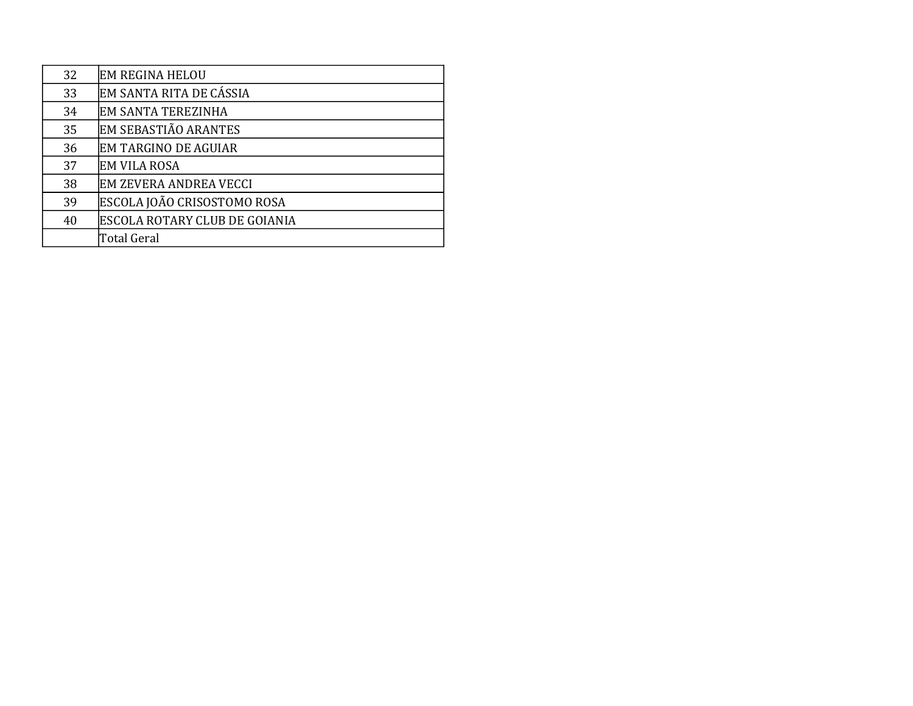| | |
|---|---|
| 32 | EM REGINA HELOU |
| 33 | EM SANTA RITA DE CÁSSIA |
| 34 | EM SANTA TEREZINHA |
| 35 | EM SEBASTIÃO ARANTES |
| 36 | EM TARGINO DE AGUIAR |
| 37 | EM VILA ROSA |
| 38 | EM ZEVERA ANDREA VECCI |
| 39 | ESCOLA JOÃO CRISOSTOMO ROSA |
| 40 | ESCOLA ROTARY CLUB DE GOIANIA |
| | Total Geral |